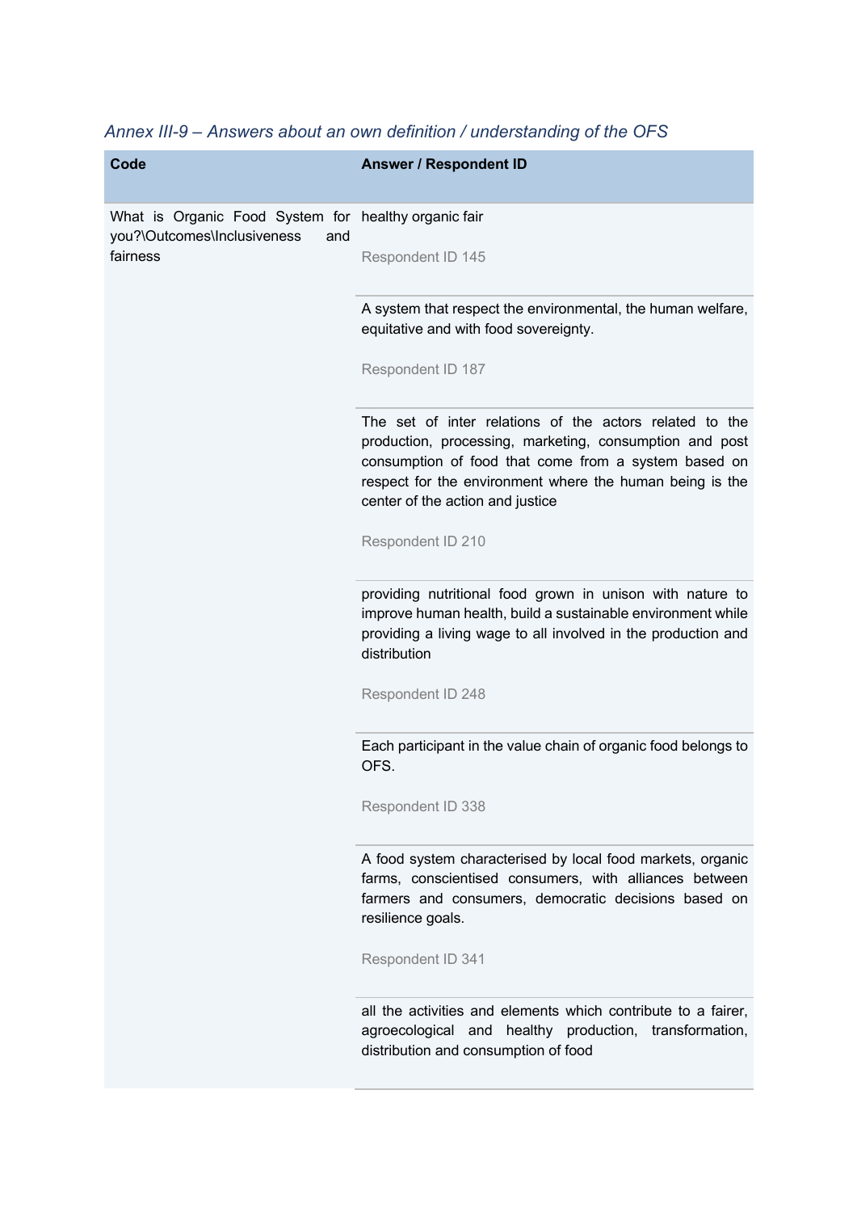*Annex III-9 – Answers about an own definition / understanding of the OFS*

| Code | Answer / Respondent ID |
|---|---|
| What is Organic Food System for you?\Outcomes\Inclusiveness and fairness | healthy organic fair<br><br>Respondent ID 145 |
| | A system that respect the environmental, the human welfare, equitative and with food sovereignty.<br><br>Respondent ID 187 |
| | The set of inter relations of the actors related to the production, processing, marketing, consumption and post consumption of food that come from a system based on respect for the environment where the human being is the center of the action and justice<br><br>Respondent ID 210 |
| | providing nutritional food grown in unison with nature to improve human health, build a sustainable environment while providing a living wage to all involved in the production and distribution<br><br>Respondent ID 248 |
| | Each participant in the value chain of organic food belongs to OFS.<br><br>Respondent ID 338 |
| | A food system characterised by local food markets, organic farms, conscientised consumers, with alliances between farmers and consumers, democratic decisions based on resilience goals.<br><br>Respondent ID 341 |
| | all the activities and elements which contribute to a fairer, agroecological and healthy production, transformation, distribution and consumption of food |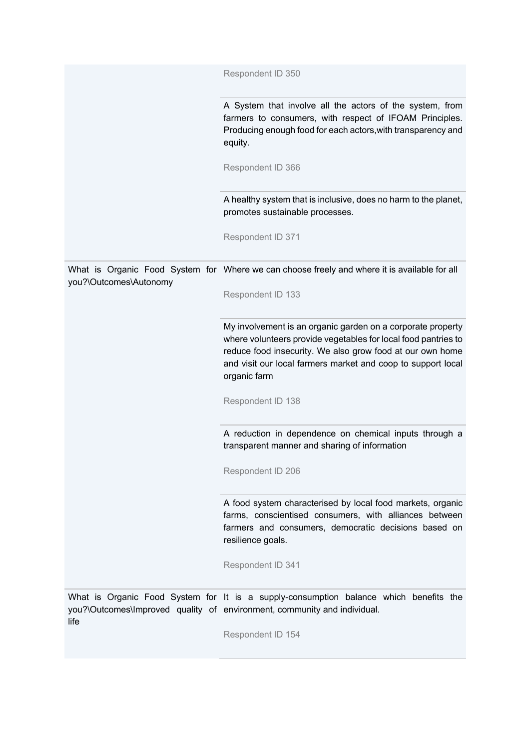| | |
|---|---|
| | Respondent ID 350 |
| | A System that involve all the actors of the system, from farmers to consumers, with respect of IFOAM Principles. Producing enough food for each actors,with transparency and equity.<br><br>Respondent ID 366 |
| | A healthy system that is inclusive, does no harm to the planet, promotes sustainable processes.<br><br>Respondent ID 371 |
| What is Organic Food System for you?\Outcomes\Autonomy | Where we can choose freely and where it is available for all<br><br>Respondent ID 133 |
| | My involvement is an organic garden on a corporate property where volunteers provide vegetables for local food pantries to reduce food insecurity. We also grow food at our own home and visit our local farmers market and coop to support local organic farm<br><br>Respondent ID 138 |
| | A reduction in dependence on chemical inputs through a transparent manner and sharing of information<br><br>Respondent ID 206 |
| | A food system characterised by local food markets, organic farms, conscientised consumers, with alliances between farmers and consumers, democratic decisions based on resilience goals.<br><br>Respondent ID 341 |
| What is Organic Food System for you?\Outcomes\Improved quality of life | It is a supply-consumption balance which benefits the environment, community and individual.<br><br>Respondent ID 154 |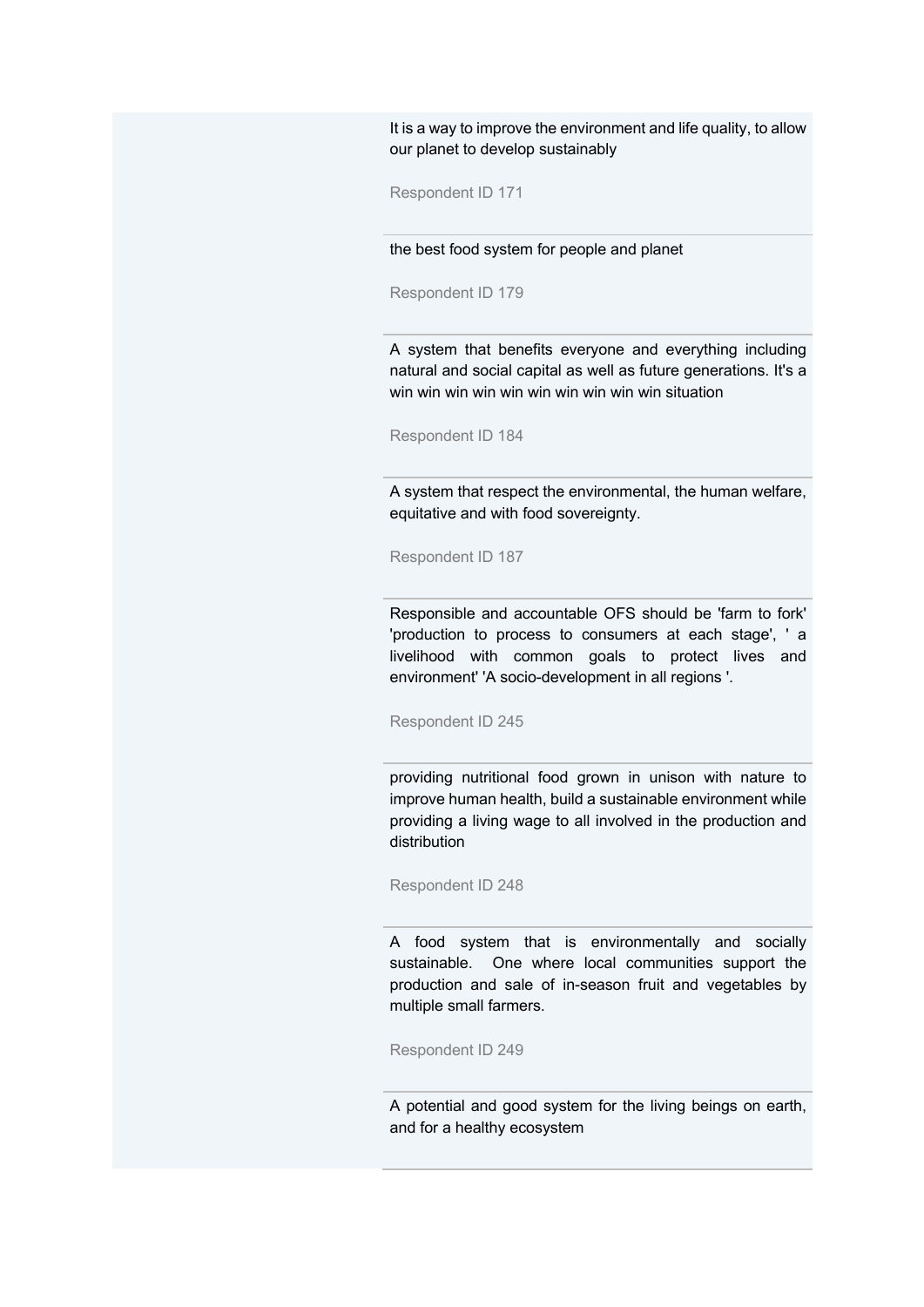It is a way to improve the environment and life quality, to allow our planet to develop sustainably

Respondent ID 171

---

the best food system for people and planet

Respondent ID 179

---

A system that benefits everyone and everything including natural and social capital as well as future generations. It's a win win win win win win win win win win situation

Respondent ID 184

---

A system that respect the environmental, the human welfare, equitative and with food sovereignty.

Respondent ID 187

---

Responsible and accountable OFS should be 'farm to fork' 'production to process to consumers at each stage', ' a livelihood with common goals to protect lives and environment' 'A socio-development in all regions '.

Respondent ID 245

---

providing nutritional food grown in unison with nature to improve human health, build a sustainable environment while providing a living wage to all involved in the production and distribution

Respondent ID 248

---

A food system that is environmentally and socially sustainable. One where local communities support the production and sale of in-season fruit and vegetables by multiple small farmers.

Respondent ID 249

---

A potential and good system for the living beings on earth, and for a healthy ecosystem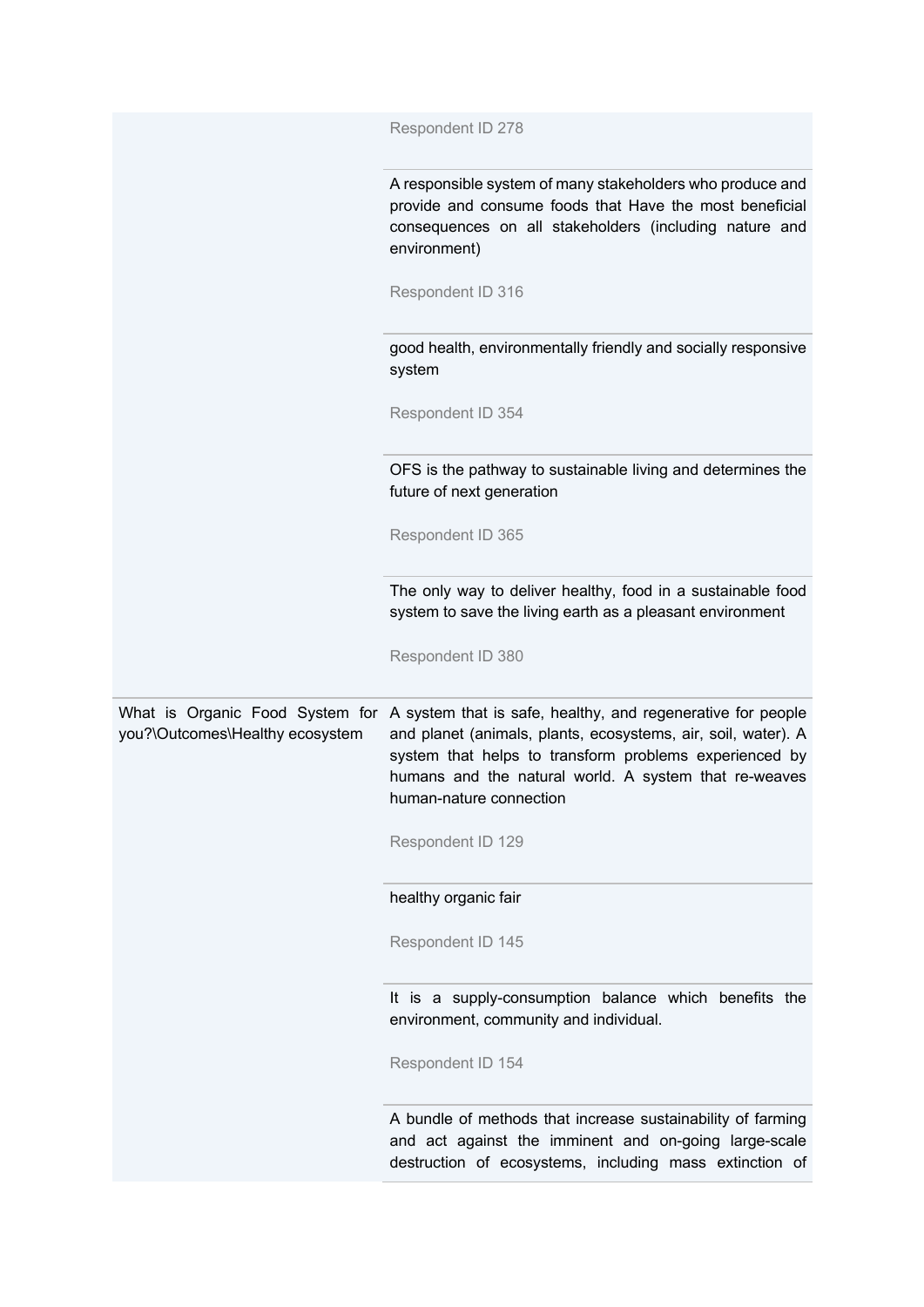| | |
|---|---|
| | Respondent ID 278 |
| | A responsible system of many stakeholders who produce and provide and consume foods that Have the most beneficial consequences on all stakeholders (including nature and environment)<br><br>Respondent ID 316 |
| | good health, environmentally friendly and socially responsive system<br><br>Respondent ID 354 |
| | OFS is the pathway to sustainable living and determines the future of next generation<br><br>Respondent ID 365 |
| | The only way to deliver healthy, food in a sustainable food system to save the living earth as a pleasant environment<br><br>Respondent ID 380 |
| What is Organic Food System for you?\Outcomes\Healthy ecosystem | A system that is safe, healthy, and regenerative for people and planet (animals, plants, ecosystems, air, soil, water). A system that helps to transform problems experienced by humans and the natural world. A system that re-weaves human-nature connection<br><br>Respondent ID 129 |
| | healthy organic fair<br><br>Respondent ID 145 |
| | It is a supply-consumption balance which benefits the environment, community and individual.<br><br>Respondent ID 154 |
| | A bundle of methods that increase sustainability of farming and act against the imminent and on-going large-scale destruction of ecosystems, including mass extinction of |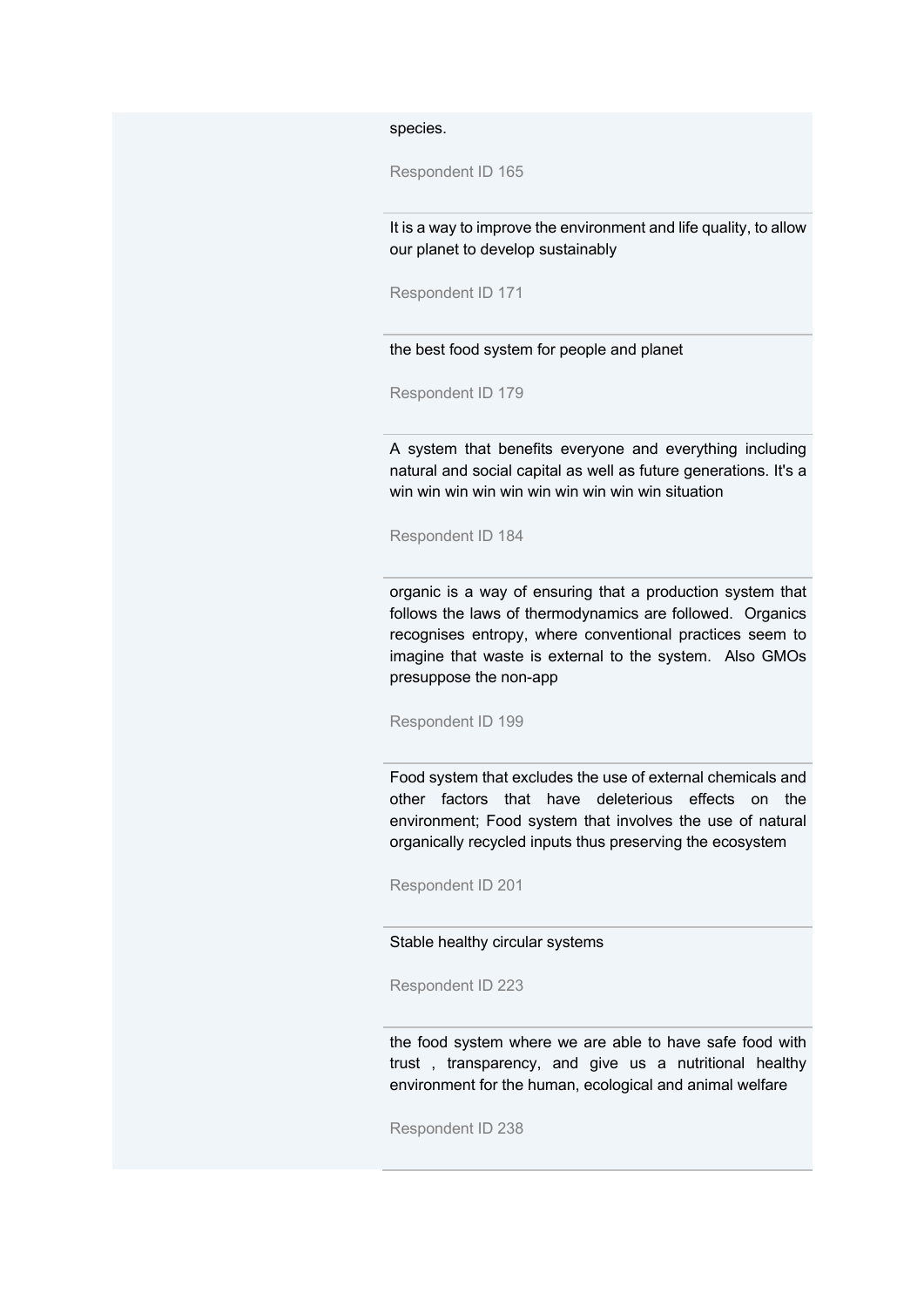species.

Respondent ID 165

---

It is a way to improve the environment and life quality, to allow our planet to develop sustainably

Respondent ID 171

---

the best food system for people and planet

Respondent ID 179

---

A system that benefits everyone and everything including natural and social capital as well as future generations. It's a win win win win win win win win win win situation

Respondent ID 184

---

organic is a way of ensuring that a production system that follows the laws of thermodynamics are followed. Organics recognises entropy, where conventional practices seem to imagine that waste is external to the system. Also GMOs presuppose the non-app

Respondent ID 199

---

Food system that excludes the use of external chemicals and other factors that have deleterious effects on the environment; Food system that involves the use of natural organically recycled inputs thus preserving the ecosystem

Respondent ID 201

---

Stable healthy circular systems

Respondent ID 223

---

the food system where we are able to have safe food with trust , transparency, and give us a nutritional healthy environment for the human, ecological and animal welfare

Respondent ID 238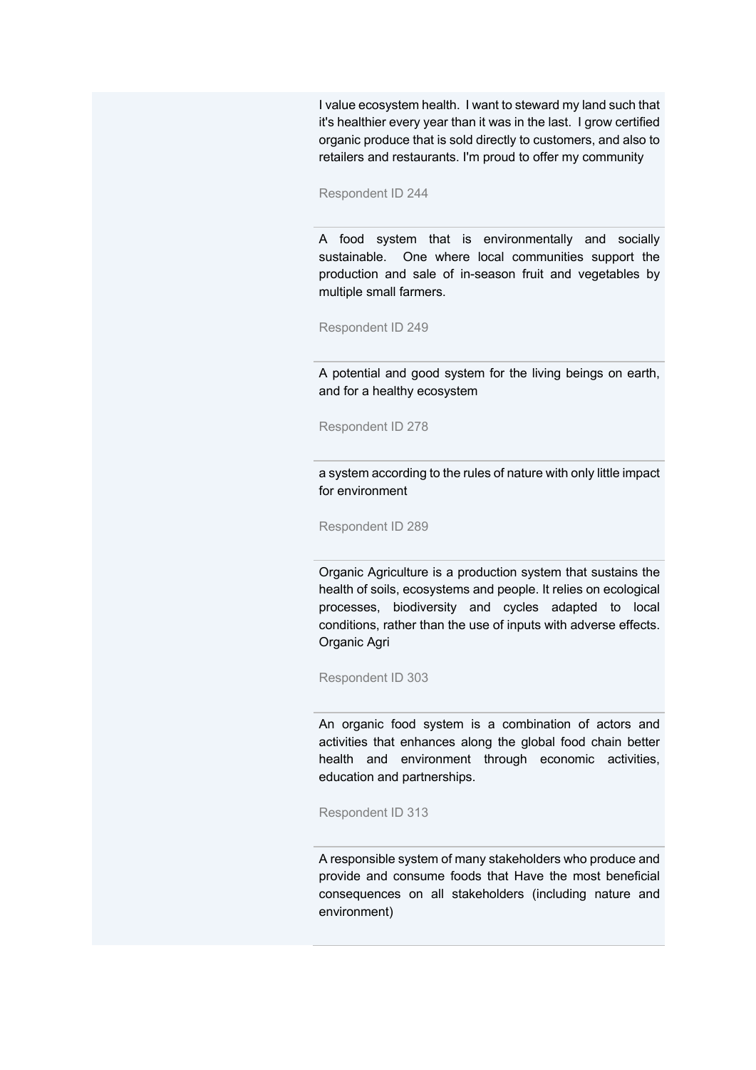I value ecosystem health. I want to steward my land such that it's healthier every year than it was in the last. I grow certified organic produce that is sold directly to customers, and also to retailers and restaurants. I'm proud to offer my community

Respondent ID 244

---

A food system that is environmentally and socially sustainable. One where local communities support the production and sale of in-season fruit and vegetables by multiple small farmers.

Respondent ID 249

---

A potential and good system for the living beings on earth, and for a healthy ecosystem

Respondent ID 278

---

a system according to the rules of nature with only little impact for environment

Respondent ID 289

---

Organic Agriculture is a production system that sustains the health of soils, ecosystems and people. It relies on ecological processes, biodiversity and cycles adapted to local conditions, rather than the use of inputs with adverse effects. Organic Agri

Respondent ID 303

---

An organic food system is a combination of actors and activities that enhances along the global food chain better health and environment through economic activities, education and partnerships.

Respondent ID 313

---

A responsible system of many stakeholders who produce and provide and consume foods that Have the most beneficial consequences on all stakeholders (including nature and environment)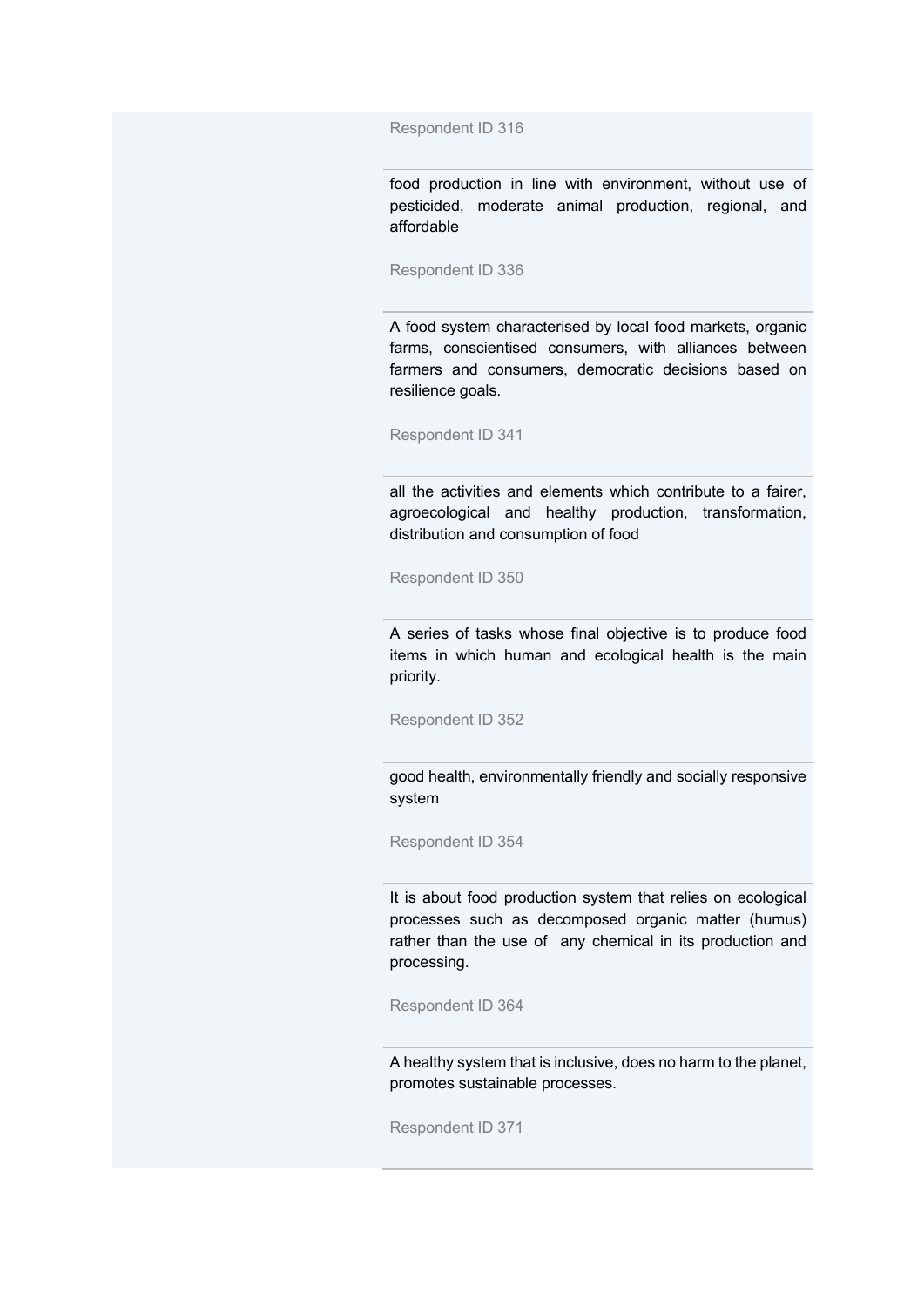Respondent ID 316

food production in line with environment, without use of pesticided, moderate animal production, regional, and affordable

Respondent ID 336

A food system characterised by local food markets, organic farms, conscientised consumers, with alliances between farmers and consumers, democratic decisions based on resilience goals.

Respondent ID 341

all the activities and elements which contribute to a fairer, agroecological and healthy production, transformation, distribution and consumption of food

Respondent ID 350

A series of tasks whose final objective is to produce food items in which human and ecological health is the main priority.

Respondent ID 352

good health, environmentally friendly and socially responsive system

Respondent ID 354

It is about food production system that relies on ecological processes such as decomposed organic matter (humus) rather than the use of any chemical in its production and processing.

Respondent ID 364

A healthy system that is inclusive, does no harm to the planet, promotes sustainable processes.

Respondent ID 371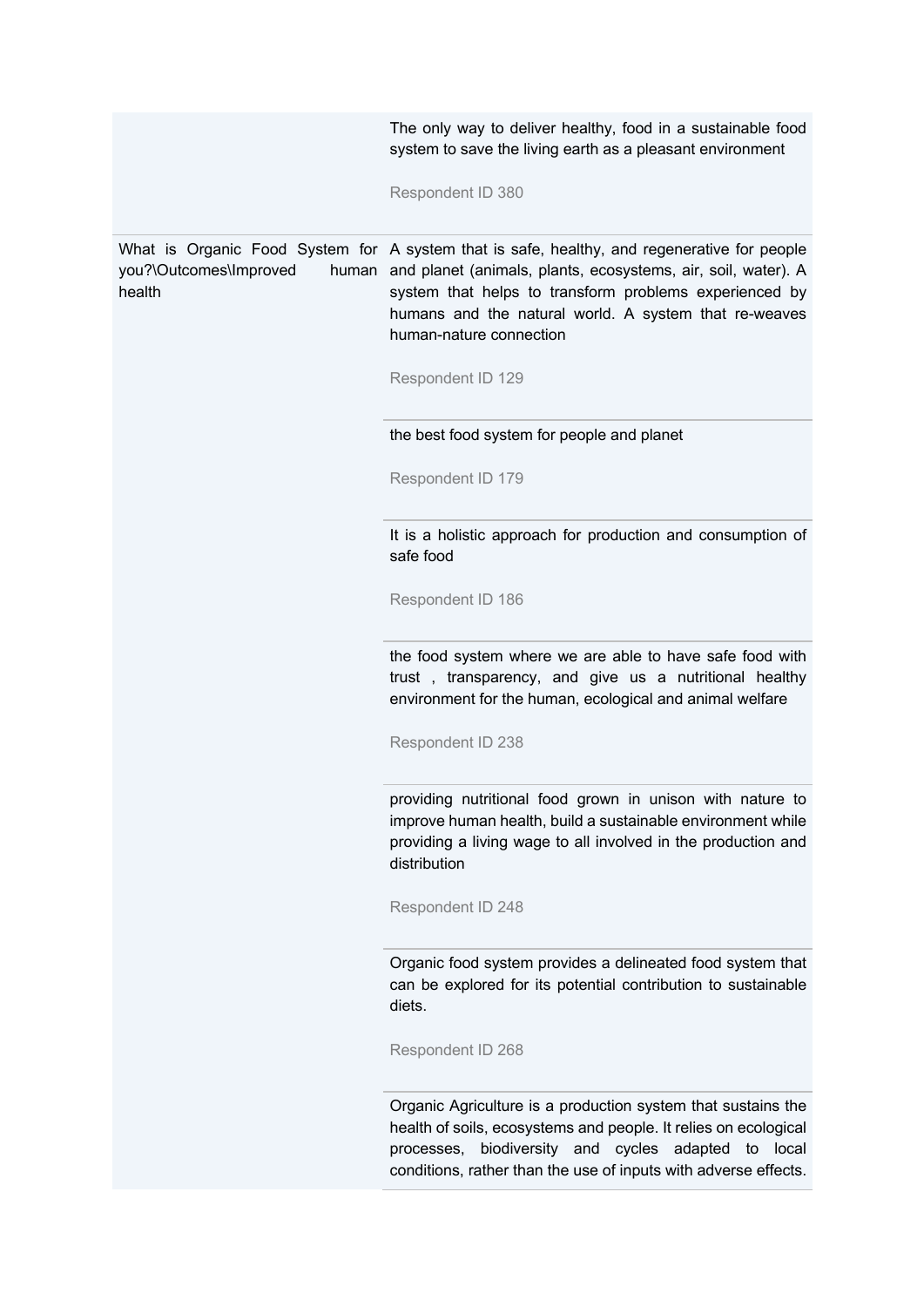| | |
|---|---|
| | The only way to deliver healthy, food in a sustainable food system to save the living earth as a pleasant environment<br><br>Respondent ID 380 |
| What is Organic Food System for you?\Outcomes\Improved human health | A system that is safe, healthy, and regenerative for people and planet (animals, plants, ecosystems, air, soil, water). A system that helps to transform problems experienced by humans and the natural world. A system that re-weaves human-nature connection<br><br>Respondent ID 129 |
| | the best food system for people and planet<br><br>Respondent ID 179 |
| | It is a holistic approach for production and consumption of safe food<br><br>Respondent ID 186 |
| | the food system where we are able to have safe food with trust , transparency, and give us a nutritional healthy environment for the human, ecological and animal welfare<br><br>Respondent ID 238 |
| | providing nutritional food grown in unison with nature to improve human health, build a sustainable environment while providing a living wage to all involved in the production and distribution<br><br>Respondent ID 248 |
| | Organic food system provides a delineated food system that can be explored for its potential contribution to sustainable diets.<br><br>Respondent ID 268 |
| | Organic Agriculture is a production system that sustains the health of soils, ecosystems and people. It relies on ecological processes, biodiversity and cycles adapted to local conditions, rather than the use of inputs with adverse effects. |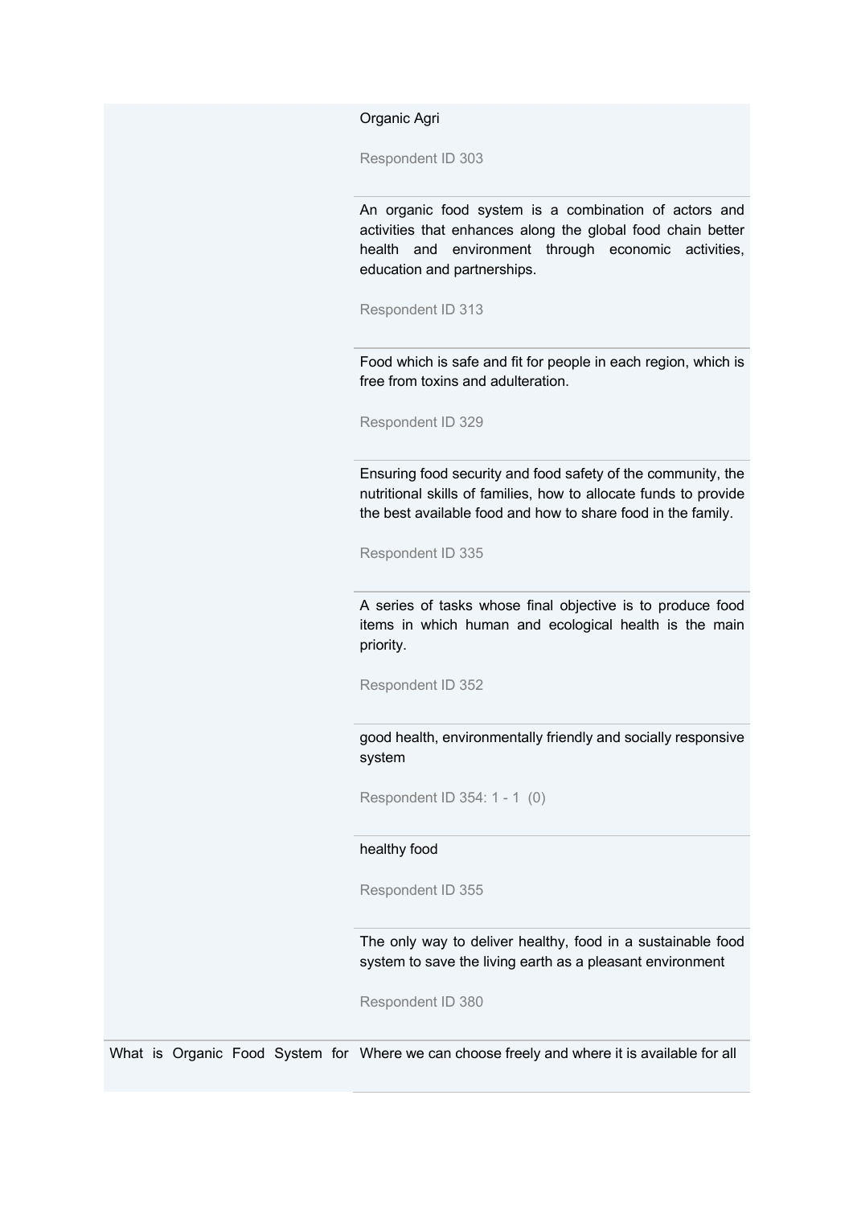| | |
|---|---|
| | Organic Agri<br><br>Respondent ID 303 |
| | An organic food system is a combination of actors and activities that enhances along the global food chain better health and environment through economic activities, education and partnerships.<br><br>Respondent ID 313 |
| | Food which is safe and fit for people in each region, which is free from toxins and adulteration.<br><br>Respondent ID 329 |
| | Ensuring food security and food safety of the community, the nutritional skills of families, how to allocate funds to provide the best available food and how to share food in the family.<br><br>Respondent ID 335 |
| | A series of tasks whose final objective is to produce food items in which human and ecological health is the main priority.<br><br>Respondent ID 352 |
| | good health, environmentally friendly and socially responsive system<br><br>Respondent ID 354: 1 - 1 (0) |
| | healthy food<br><br>Respondent ID 355 |
| | The only way to deliver healthy, food in a sustainable food system to save the living earth as a pleasant environment<br><br>Respondent ID 380 |
| What is Organic Food System for | Where we can choose freely and where it is available for all |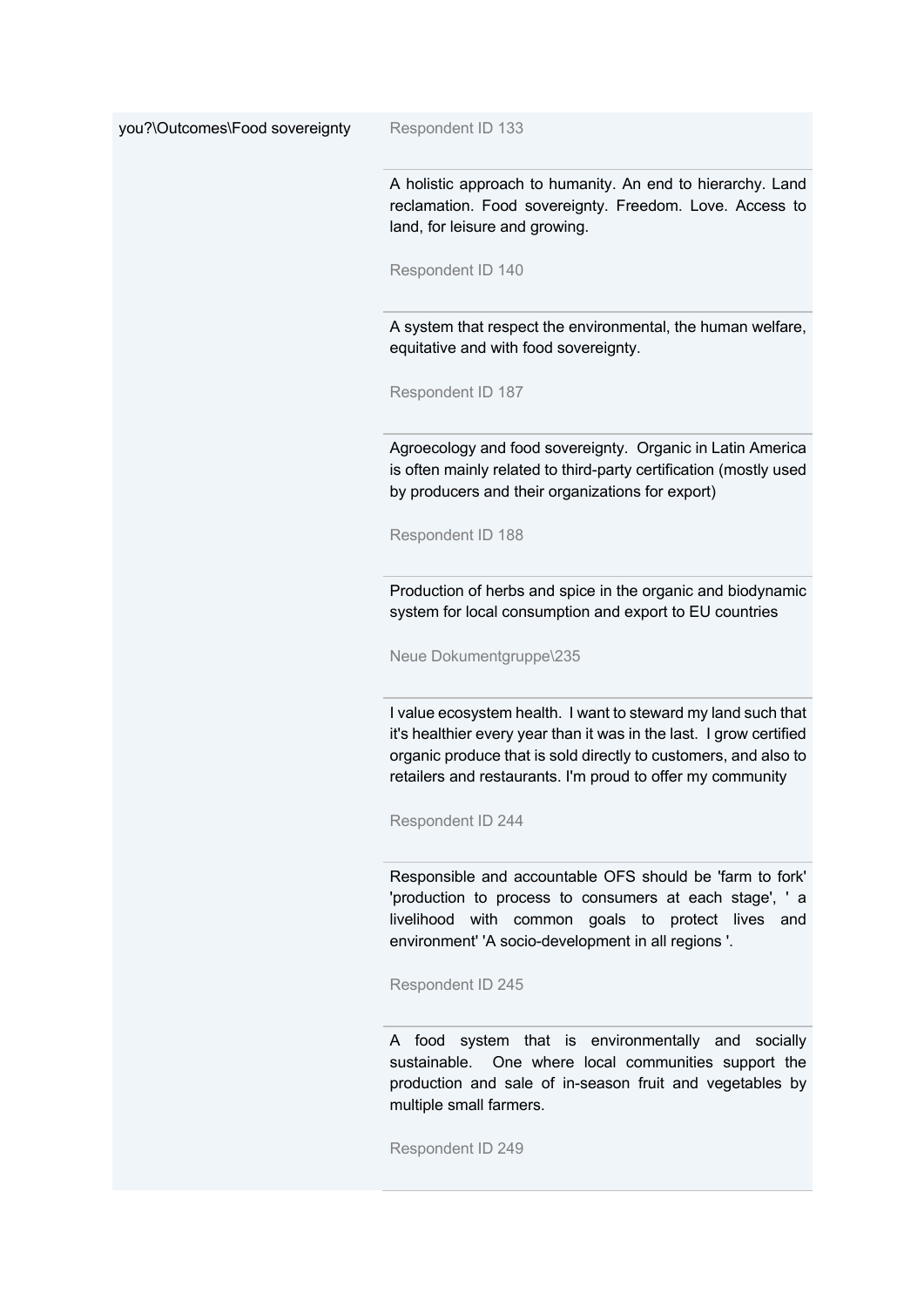| | |
|---|---|
| you?\Outcomes\Food sovereignty | Respondent ID 133 |
| | A holistic approach to humanity. An end to hierarchy. Land reclamation. Food sovereignty. Freedom. Love. Access to land, for leisure and growing.<br><br>Respondent ID 140 |
| | A system that respect the environmental, the human welfare, equitative and with food sovereignty.<br><br>Respondent ID 187 |
| | Agroecology and food sovereignty. Organic in Latin America is often mainly related to third-party certification (mostly used by producers and their organizations for export)<br><br>Respondent ID 188 |
| | Production of herbs and spice in the organic and biodynamic system for local consumption and export to EU countries<br><br>Neue Dokumentgruppe\235 |
| | I value ecosystem health. I want to steward my land such that it's healthier every year than it was in the last. I grow certified organic produce that is sold directly to customers, and also to retailers and restaurants. I'm proud to offer my community<br><br>Respondent ID 244 |
| | Responsible and accountable OFS should be 'farm to fork' 'production to process to consumers at each stage', ' a livelihood with common goals to protect lives and environment' 'A socio-development in all regions '.<br><br>Respondent ID 245 |
| | A food system that is environmentally and socially sustainable. One where local communities support the production and sale of in-season fruit and vegetables by multiple small farmers.<br><br>Respondent ID 249 |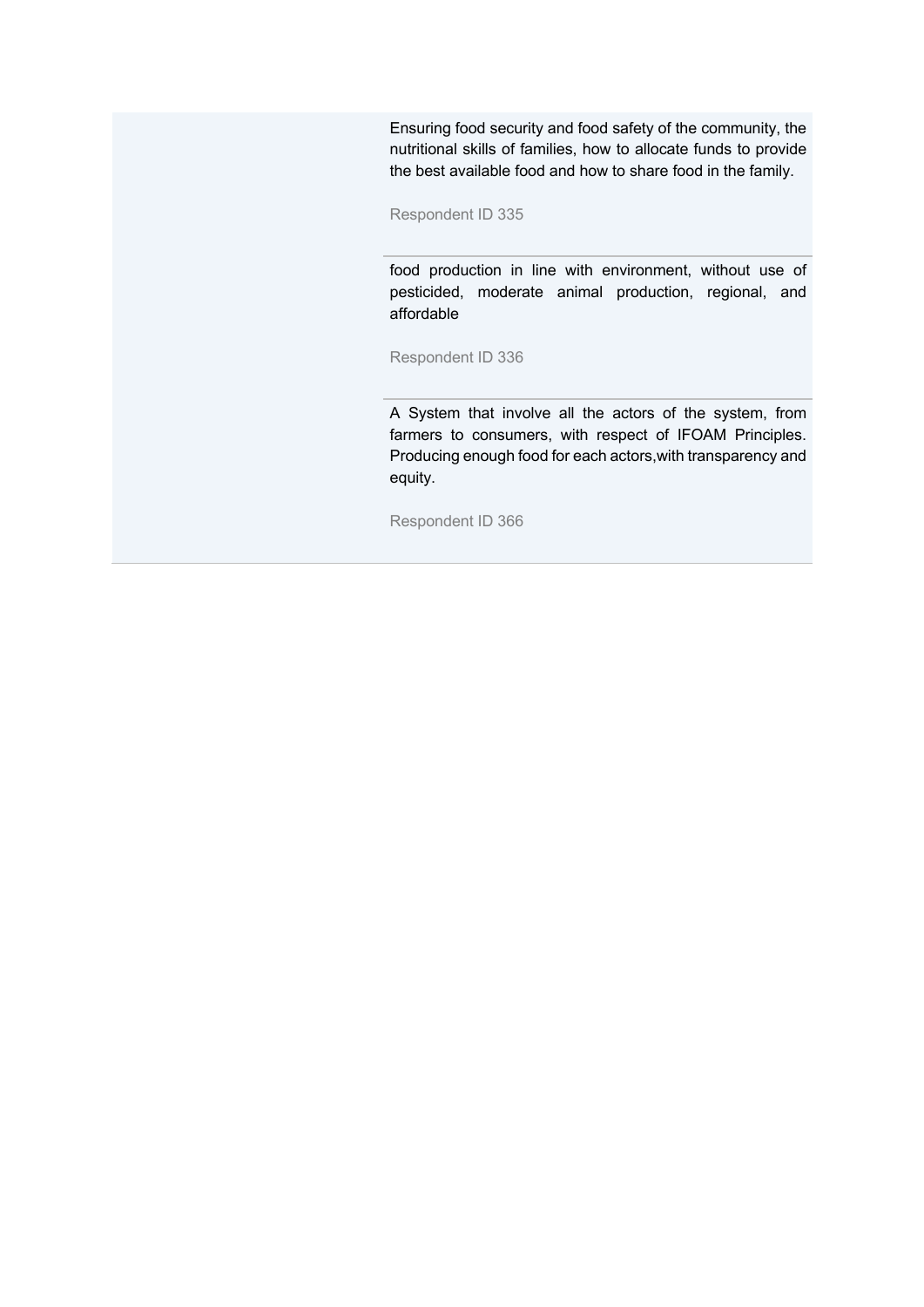| | |
|---|---|
| | Ensuring food security and food safety of the community, the nutritional skills of families, how to allocate funds to provide the best available food and how to share food in the family.<br><br>Respondent ID 335 |
| | food production in line with environment, without use of pesticided, moderate animal production, regional, and affordable<br><br>Respondent ID 336 |
| | A System that involve all the actors of the system, from farmers to consumers, with respect of IFOAM Principles. Producing enough food for each actors,with transparency and equity.<br><br>Respondent ID 366 |